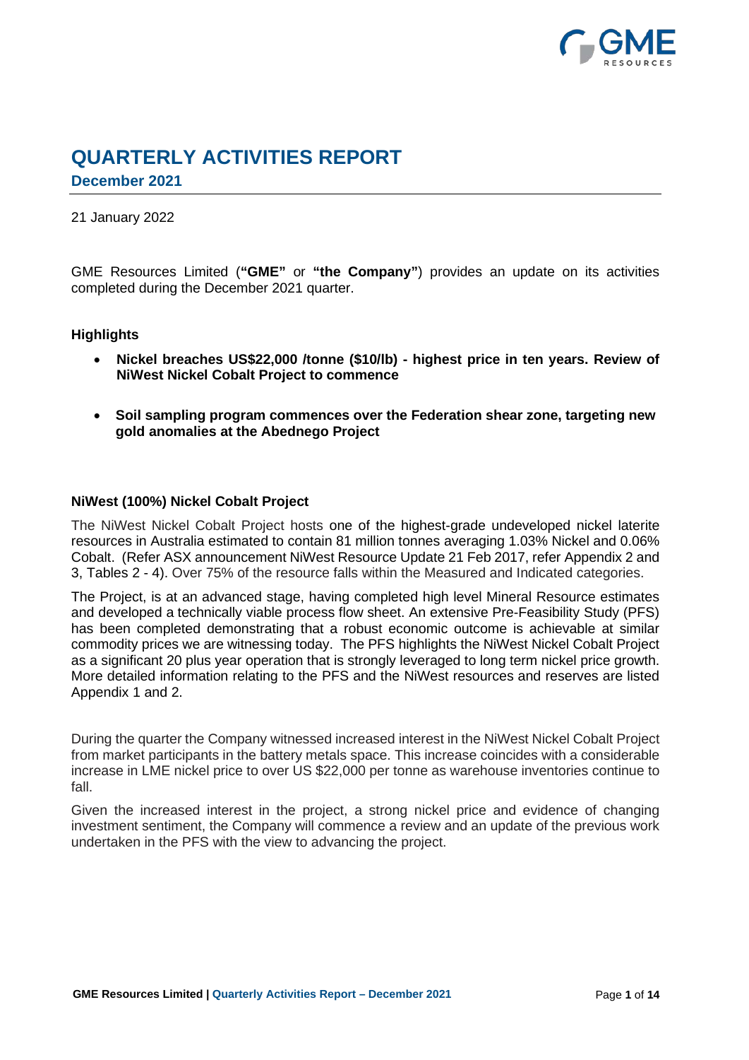# QUARTERLY ACTIVITIES REPORT

## December 2021

21 January 2022

GME Resources Limited (**"GME"** or **"the Company"**) provides an update on its activities completed during the December 2021 quarter.

### Highlights

- **Nickel breaches US$22,000 /tonne ($10/lb) - highest price in ten years. Review of NiWest Nickel Cobalt Project to commence**
- **Soil sampling program commences over the Federation shear zone, targeting new gold anomalies at the Abednego Project**

### NiWest (100%) Nickel Cobalt Project

The NiWest Nickel Cobalt Project hosts one of the highest-grade undeveloped nickel laterite resources in Australia estimated to contain 81 million tonnes averaging 1.03% Nickel and 0.06% Cobalt. (Refer ASX announcement NiWest Resource Update 21 Feb 2017, refer Appendix 2 and 3, Tables 2 - 4). Over 75% of the resource falls within the Measured and Indicated categories.

The Project, is at an advanced stage, having completed high level Mineral Resource estimates and developed a technically viable process flow sheet. An extensive Pre-Feasibility Study (PFS) has been completed demonstrating that a robust economic outcome is achievable at similar commodity prices we are witnessing today. The PFS highlights the NiWest Nickel Cobalt Project as a significant 20 plus year operation that is strongly leveraged to long term nickel price growth. More detailed information relating to the PFS and the NiWest resources and reserves are listed Appendix 1 and 2.

During the quarter the Company witnessed increased interest in the NiWest Nickel Cobalt Project from market participants in the battery metals space. This increase coincides with a considerable increase in LME nickel price to over US $22,000 per tonne as warehouse inventories continue to fall.

Given the increased interest in the project, a strong nickel price and evidence of changing investment sentiment, the Company will commence a review and an update of the previous work undertaken in the PFS with the view to advancing the project.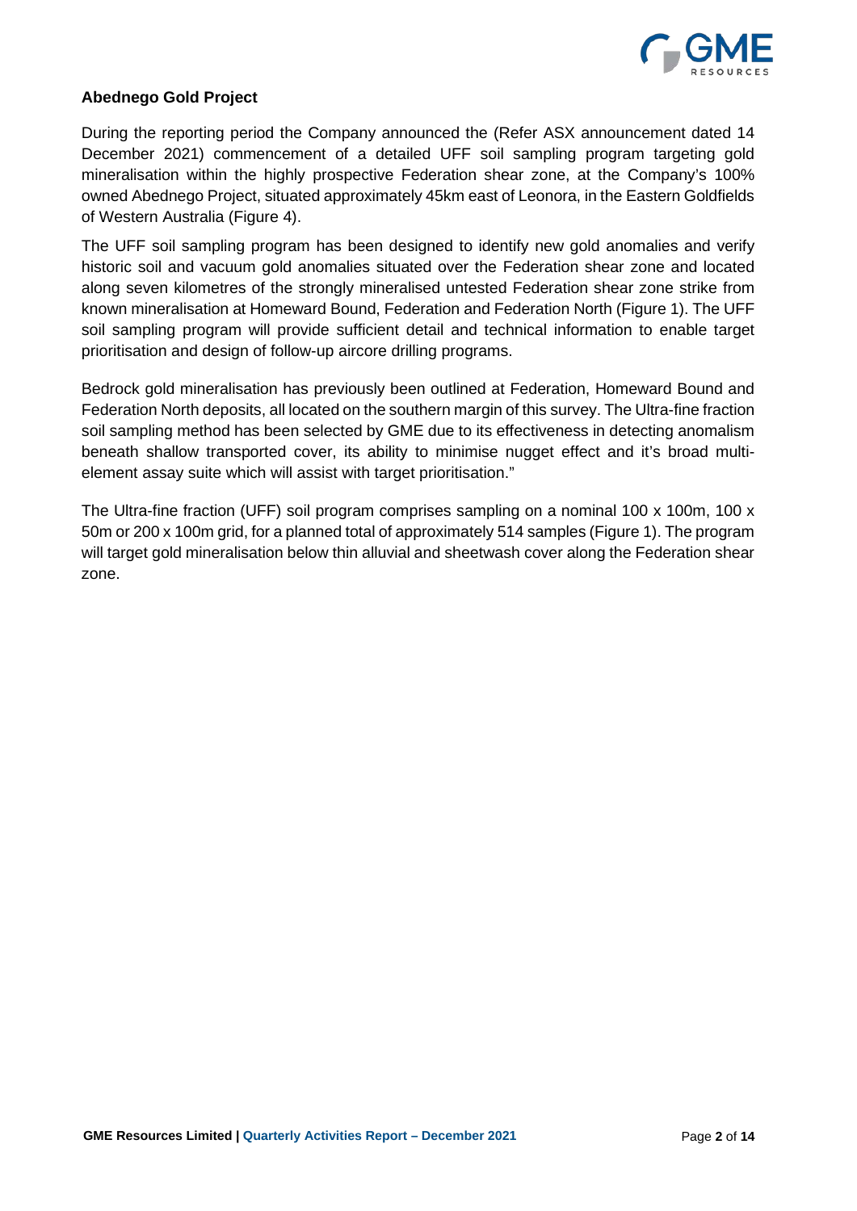**Abednego Gold Project**

During the reporting period the Company announced the (Refer ASX announcement dated 14 December 2021) commencement of a detailed UFF soil sampling program targeting gold mineralisation within the highly prospective Federation shear zone, at the Company's 100% owned Abednego Project, situated approximately 45km east of Leonora, in the Eastern Goldfields of Western Australia (Figure 4).

The UFF soil sampling program has been designed to identify new gold anomalies and verify historic soil and vacuum gold anomalies situated over the Federation shear zone and located along seven kilometres of the strongly mineralised untested Federation shear zone strike from known mineralisation at Homeward Bound, Federation and Federation North (Figure 1). The UFF soil sampling program will provide sufficient detail and technical information to enable target prioritisation and design of follow-up aircore drilling programs.

Bedrock gold mineralisation has previously been outlined at Federation, Homeward Bound and Federation North deposits, all located on the southern margin of this survey. The Ultra-fine fraction soil sampling method has been selected by GME due to its effectiveness in detecting anomalism beneath shallow transported cover, its ability to minimise nugget effect and it's broad multi-element assay suite which will assist with target prioritisation."

The Ultra-fine fraction (UFF) soil program comprises sampling on a nominal 100 x 100m, 100 x 50m or 200 x 100m grid, for a planned total of approximately 514 samples (Figure 1). The program will target gold mineralisation below thin alluvial and sheetwash cover along the Federation shear zone.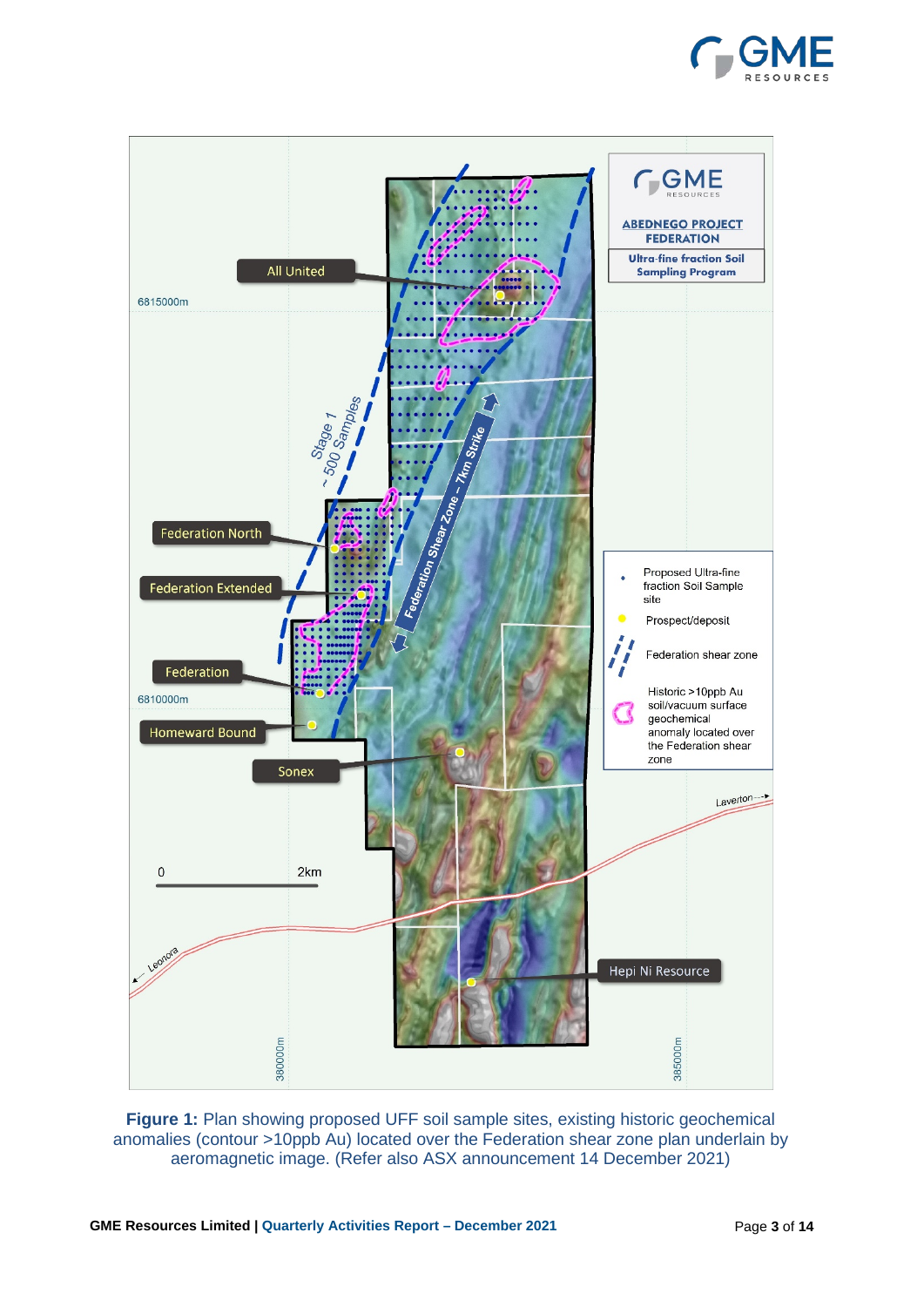**Figure 1:** Plan showing proposed UFF soil sample sites, existing historic geochemical anomalies (contour >10ppb Au) located over the Federation shear zone plan underlain by aeromagnetic image. (Refer also ASX announcement 14 December 2021)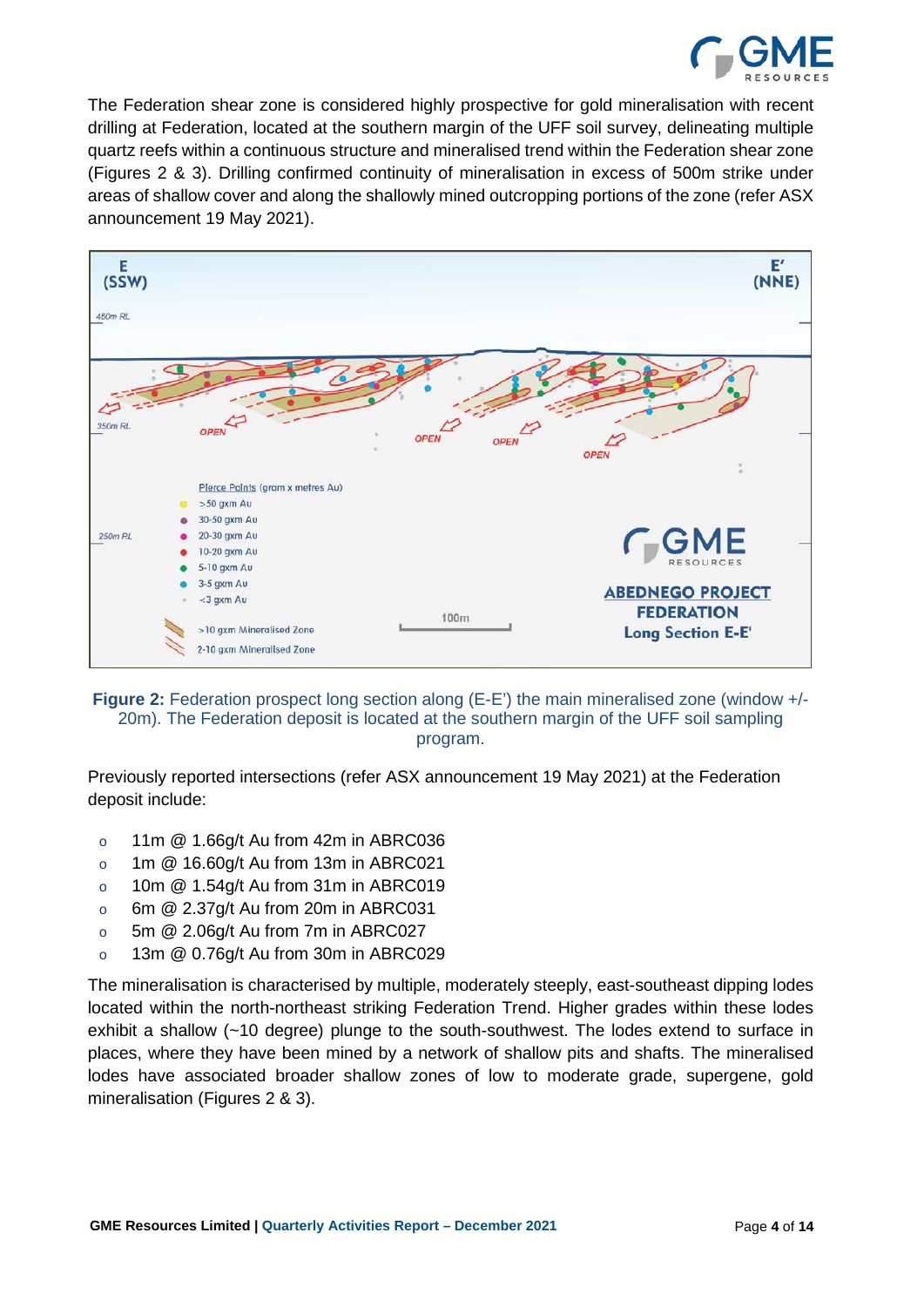The Federation shear zone is considered highly prospective for gold mineralisation with recent drilling at Federation, located at the southern margin of the UFF soil survey, delineating multiple quartz reefs within a continuous structure and mineralised trend within the Federation shear zone (Figures 2 & 3). Drilling confirmed continuity of mineralisation in excess of 500m strike under areas of shallow cover and along the shallowly mined outcropping portions of the zone (refer ASX announcement 19 May 2021).

**Figure 2:** Federation prospect long section along (E-E') the main mineralised zone (window +/- 20m). The Federation deposit is located at the southern margin of the UFF soil sampling program.

Previously reported intersections (refer ASX announcement 19 May 2021) at the Federation deposit include:

- 11m @ 1.66g/t Au from 42m in ABRC036
- 1m @ 16.60g/t Au from 13m in ABRC021
- 10m @ 1.54g/t Au from 31m in ABRC019
- 6m @ 2.37g/t Au from 20m in ABRC031
- 5m @ 2.06g/t Au from 7m in ABRC027
- 13m @ 0.76g/t Au from 30m in ABRC029

The mineralisation is characterised by multiple, moderately steeply, east-southeast dipping lodes located within the north-northeast striking Federation Trend. Higher grades within these lodes exhibit a shallow (~10 degree) plunge to the south-southwest. The lodes extend to surface in places, where they have been mined by a network of shallow pits and shafts. The mineralised lodes have associated broader shallow zones of low to moderate grade, supergene, gold mineralisation (Figures 2 & 3).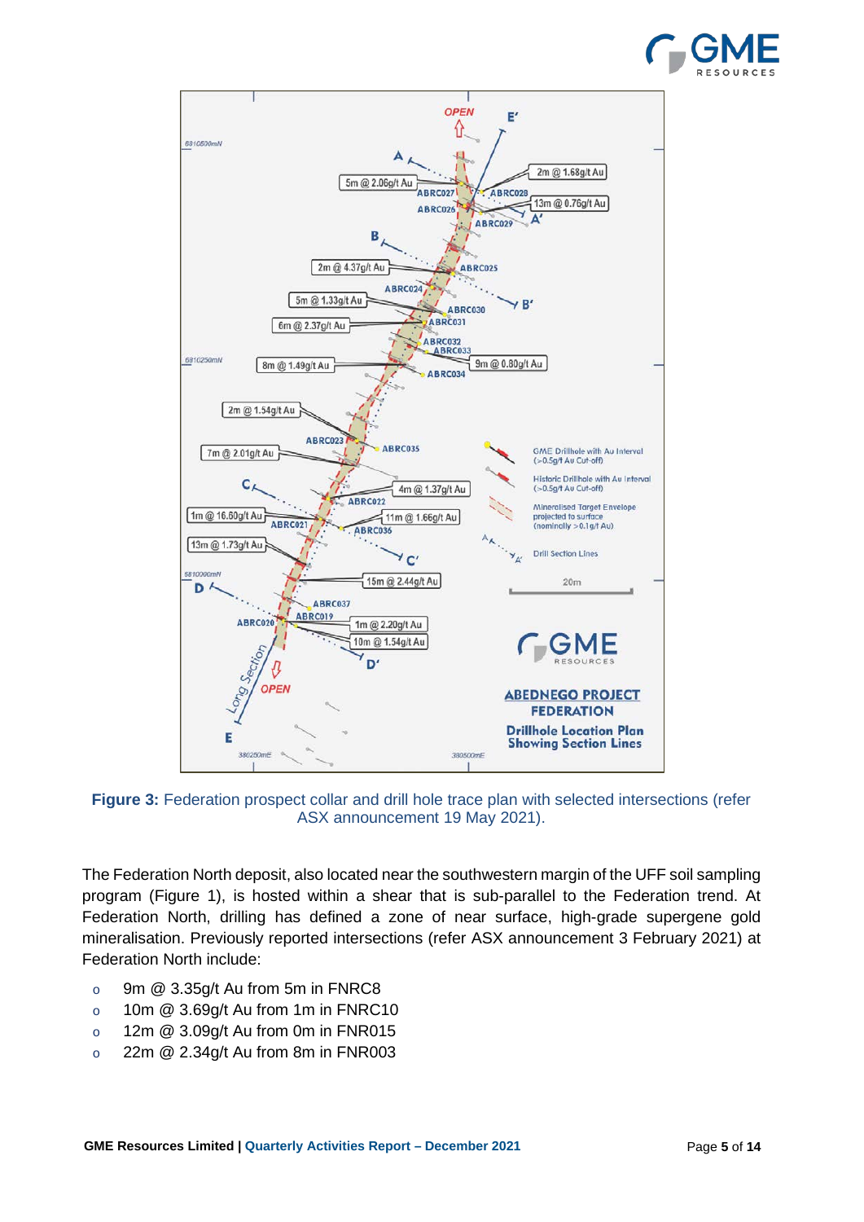**Figure 3:** Federation prospect collar and drill hole trace plan with selected intersections (refer ASX announcement 19 May 2021).

The Federation North deposit, also located near the southwestern margin of the UFF soil sampling program (Figure 1), is hosted within a shear that is sub-parallel to the Federation trend. At Federation North, drilling has defined a zone of near surface, high-grade supergene gold mineralisation. Previously reported intersections (refer ASX announcement 3 February 2021) at Federation North include:

- 9m @ 3.35g/t Au from 5m in FNRC8
- 10m @ 3.69g/t Au from 1m in FNRC10
- 12m @ 3.09g/t Au from 0m in FNR015
- 22m @ 2.34g/t Au from 8m in FNR003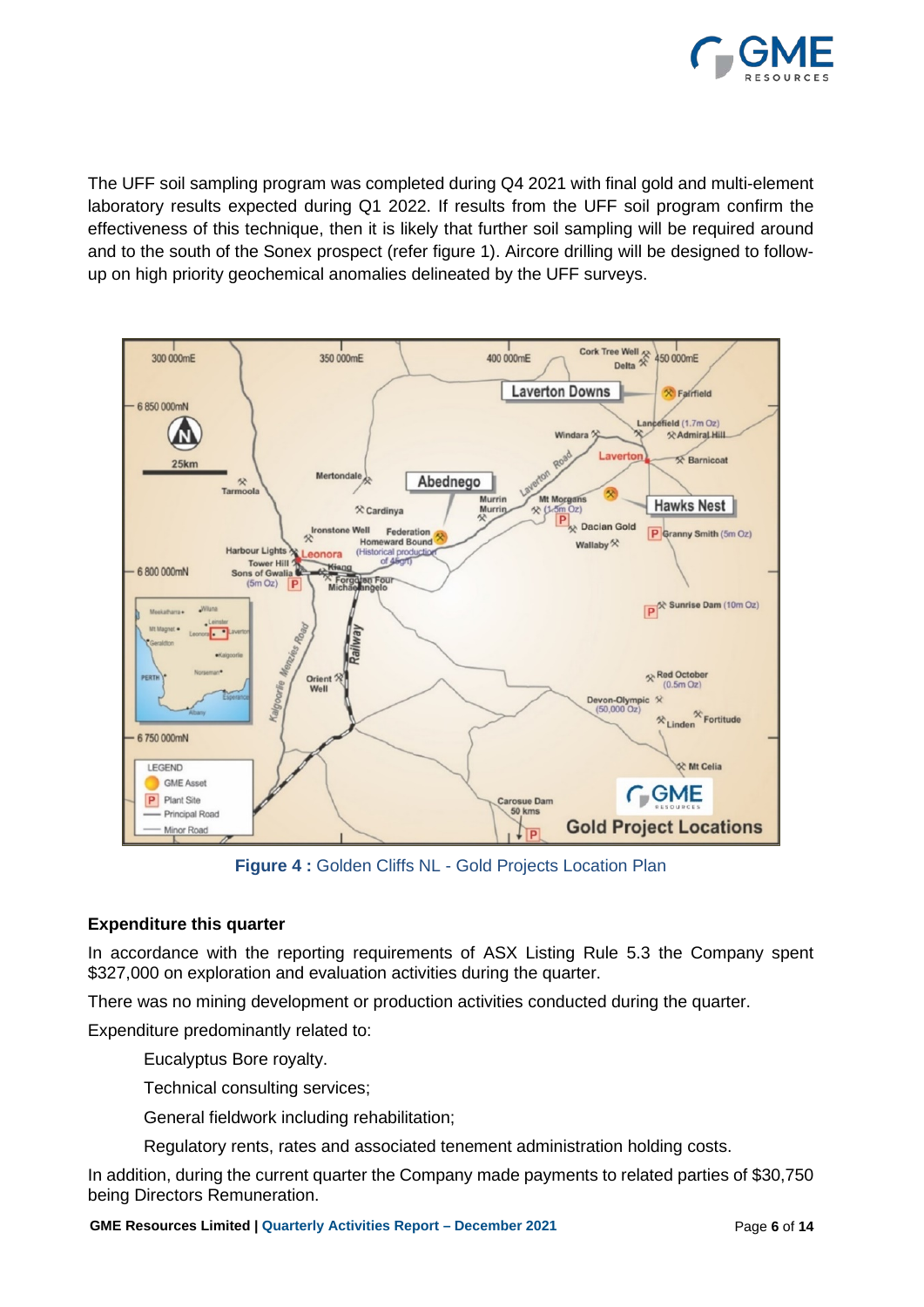The UFF soil sampling program was completed during Q4 2021 with final gold and multi-element laboratory results expected during Q1 2022. If results from the UFF soil program confirm the effectiveness of this technique, then it is likely that further soil sampling will be required around and to the south of the Sonex prospect (refer figure 1). Aircore drilling will be designed to follow-up on high priority geochemical anomalies delineated by the UFF surveys.

**Figure 4 :** Golden Cliffs NL - Gold Projects Location Plan

### Expenditure this quarter

In accordance with the reporting requirements of ASX Listing Rule 5.3 the Company spent $327,000 on exploration and evaluation activities during the quarter.

There was no mining development or production activities conducted during the quarter.

Expenditure predominantly related to:

- Eucalyptus Bore royalty.
- Technical consulting services;
- General fieldwork including rehabilitation;
- Regulatory rents, rates and associated tenement administration holding costs.

In addition, during the current quarter the Company made payments to related parties of $30,750 being Directors Remuneration.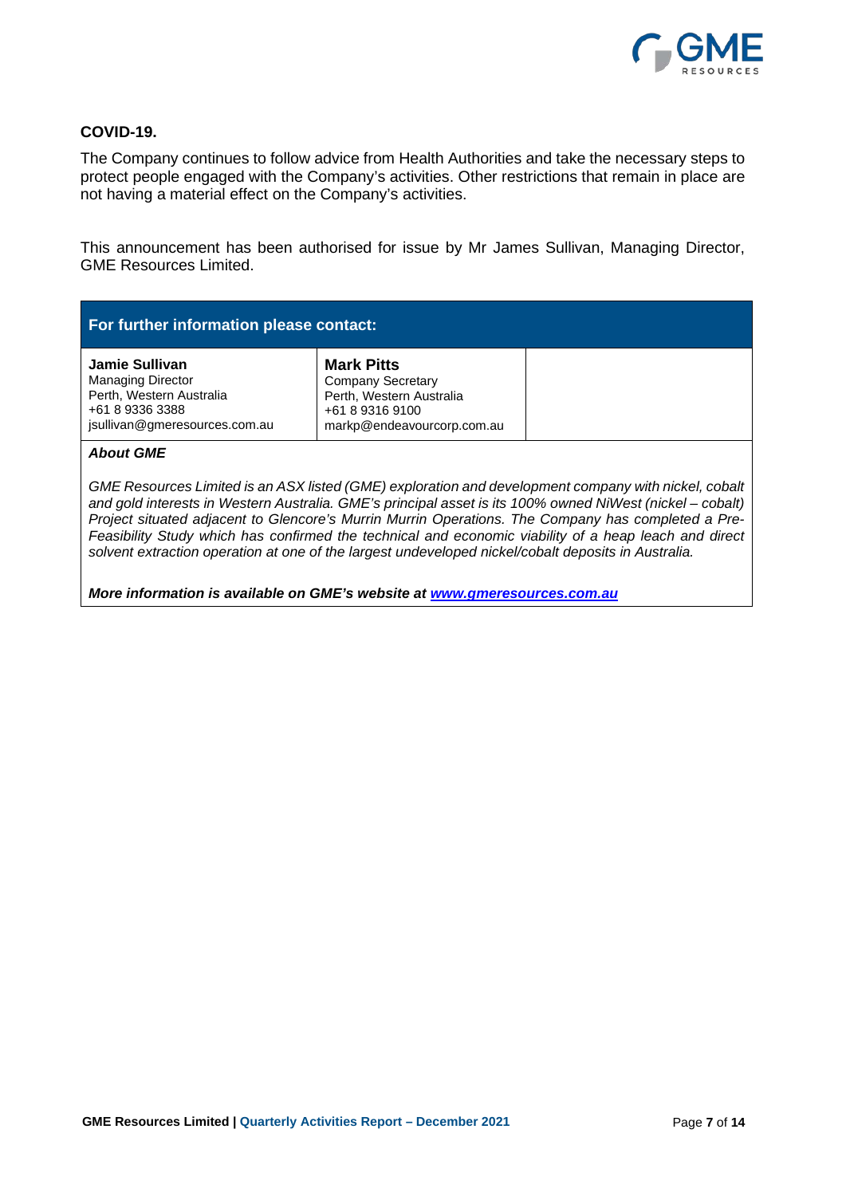### COVID-19.

The Company continues to follow advice from Health Authorities and take the necessary steps to protect people engaged with the Company's activities. Other restrictions that remain in place are not having a material effect on the Company's activities.

This announcement has been authorised for issue by Mr James Sullivan, Managing Director, GME Resources Limited.

| For further information please contact: | | |
|---|---|---|
| **Jamie Sullivan**<br>Managing Director<br>Perth, Western Australia<br>+61 8 9336 3388<br>jsullivan@gmeresources.com.au | **Mark Pitts**<br>Company Secretary<br>Perth, Western Australia<br>+61 8 9316 9100<br>markp@endeavourcorp.com.au | |

***About GME***

*GME Resources Limited is an ASX listed (GME) exploration and development company with nickel, cobalt and gold interests in Western Australia. GME's principal asset is its 100% owned NiWest (nickel – cobalt) Project situated adjacent to Glencore's Murrin Murrin Operations. The Company has completed a Pre-Feasibility Study which has confirmed the technical and economic viability of a heap leach and direct solvent extraction operation at one of the largest undeveloped nickel/cobalt deposits in Australia.*

***More information is available on GME's website at [www.gmeresources.com.au](http://www.gmeresources.com.au)***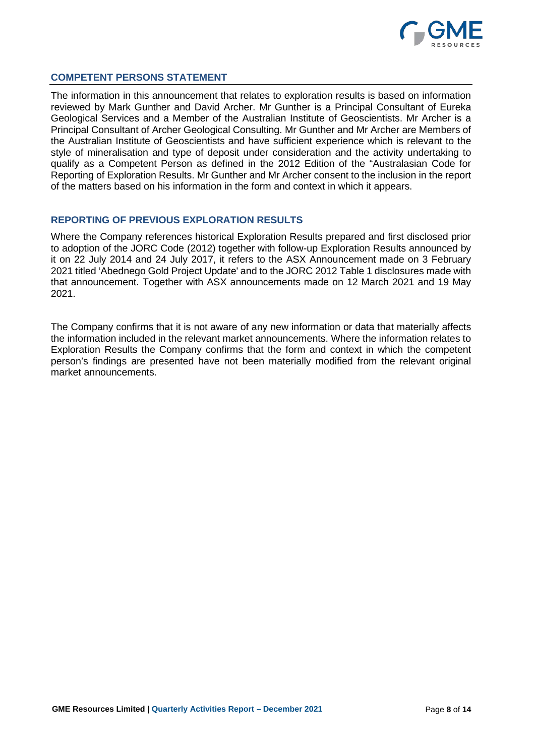## COMPETENT PERSONS STATEMENT

The information in this announcement that relates to exploration results is based on information reviewed by Mark Gunther and David Archer. Mr Gunther is a Principal Consultant of Eureka Geological Services and a Member of the Australian Institute of Geoscientists. Mr Archer is a Principal Consultant of Archer Geological Consulting. Mr Gunther and Mr Archer are Members of the Australian Institute of Geoscientists and have sufficient experience which is relevant to the style of mineralisation and type of deposit under consideration and the activity undertaking to qualify as a Competent Person as defined in the 2012 Edition of the "Australasian Code for Reporting of Exploration Results. Mr Gunther and Mr Archer consent to the inclusion in the report of the matters based on his information in the form and context in which it appears.

## REPORTING OF PREVIOUS EXPLORATION RESULTS

Where the Company references historical Exploration Results prepared and first disclosed prior to adoption of the JORC Code (2012) together with follow-up Exploration Results announced by it on 22 July 2014 and 24 July 2017, it refers to the ASX Announcement made on 3 February 2021 titled 'Abednego Gold Project Update' and to the JORC 2012 Table 1 disclosures made with that announcement. Together with ASX announcements made on 12 March 2021 and 19 May 2021.

The Company confirms that it is not aware of any new information or data that materially affects the information included in the relevant market announcements. Where the information relates to Exploration Results the Company confirms that the form and context in which the competent person's findings are presented have not been materially modified from the relevant original market announcements.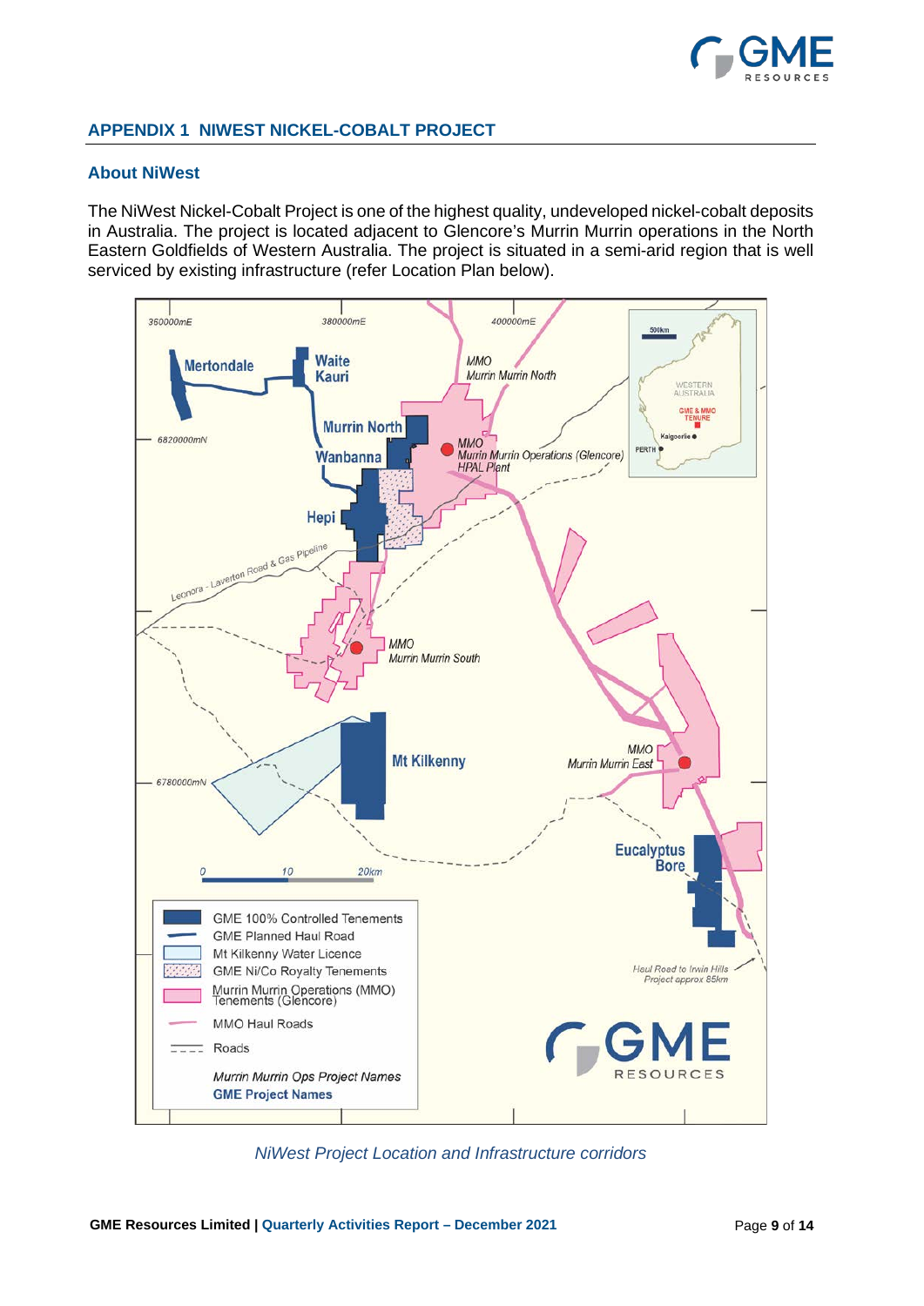## APPENDIX 1 NIWEST NICKEL-COBALT PROJECT

### About NiWest

The NiWest Nickel-Cobalt Project is one of the highest quality, undeveloped nickel-cobalt deposits in Australia. The project is located adjacent to Glencore's Murrin Murrin operations in the North Eastern Goldfields of Western Australia. The project is situated in a semi-arid region that is well serviced by existing infrastructure (refer Location Plan below).

*NiWest Project Location and Infrastructure corridors*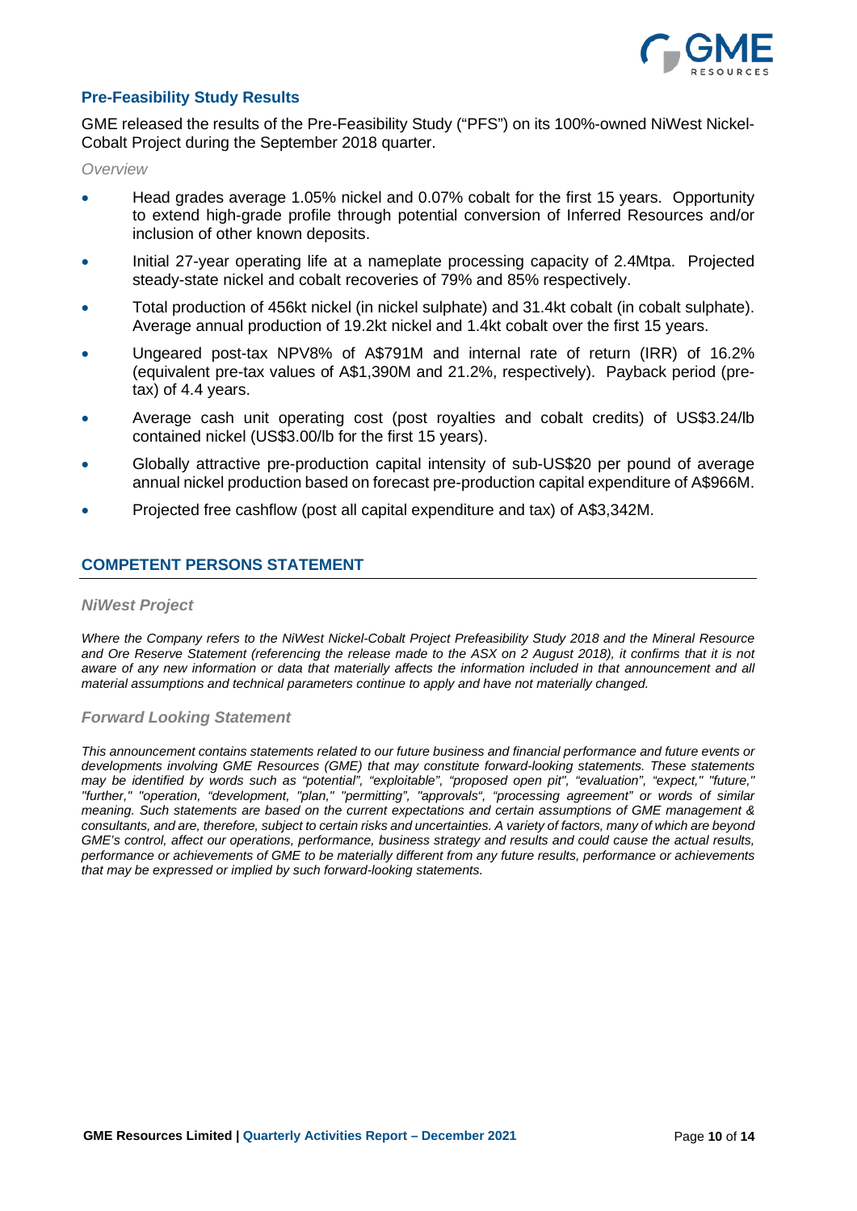## Pre-Feasibility Study Results

GME released the results of the Pre-Feasibility Study ("PFS") on its 100%-owned NiWest Nickel-Cobalt Project during the September 2018 quarter.

*Overview*

- Head grades average 1.05% nickel and 0.07% cobalt for the first 15 years. Opportunity to extend high-grade profile through potential conversion of Inferred Resources and/or inclusion of other known deposits.
- Initial 27-year operating life at a nameplate processing capacity of 2.4Mtpa. Projected steady-state nickel and cobalt recoveries of 79% and 85% respectively.
- Total production of 456kt nickel (in nickel sulphate) and 31.4kt cobalt (in cobalt sulphate). Average annual production of 19.2kt nickel and 1.4kt cobalt over the first 15 years.
- Ungeared post-tax NPV8% of A$791M and internal rate of return (IRR) of 16.2% (equivalent pre-tax values of A$1,390M and 21.2%, respectively). Payback period (pre-tax) of 4.4 years.
- Average cash unit operating cost (post royalties and cobalt credits) of US$3.24/lb contained nickel (US$3.00/lb for the first 15 years).
- Globally attractive pre-production capital intensity of sub-US$20 per pound of average annual nickel production based on forecast pre-production capital expenditure of A$966M.
- Projected free cashflow (post all capital expenditure and tax) of A$3,342M.

## COMPETENT PERSONS STATEMENT

### *NiWest Project*

*Where the Company refers to the NiWest Nickel-Cobalt Project Prefeasibility Study 2018 and the Mineral Resource and Ore Reserve Statement (referencing the release made to the ASX on 2 August 2018), it confirms that it is not aware of any new information or data that materially affects the information included in that announcement and all material assumptions and technical parameters continue to apply and have not materially changed.*

### *Forward Looking Statement*

*This announcement contains statements related to our future business and financial performance and future events or developments involving GME Resources (GME) that may constitute forward-looking statements. These statements may be identified by words such as "potential", "exploitable", "proposed open pit", "evaluation", "expect," "future," "further," "operation, "development, "plan," "permitting", "approvals", "processing agreement" or words of similar meaning. Such statements are based on the current expectations and certain assumptions of GME management & consultants, and are, therefore, subject to certain risks and uncertainties. A variety of factors, many of which are beyond GME's control, affect our operations, performance, business strategy and results and could cause the actual results, performance or achievements of GME to be materially different from any future results, performance or achievements that may be expressed or implied by such forward-looking statements.*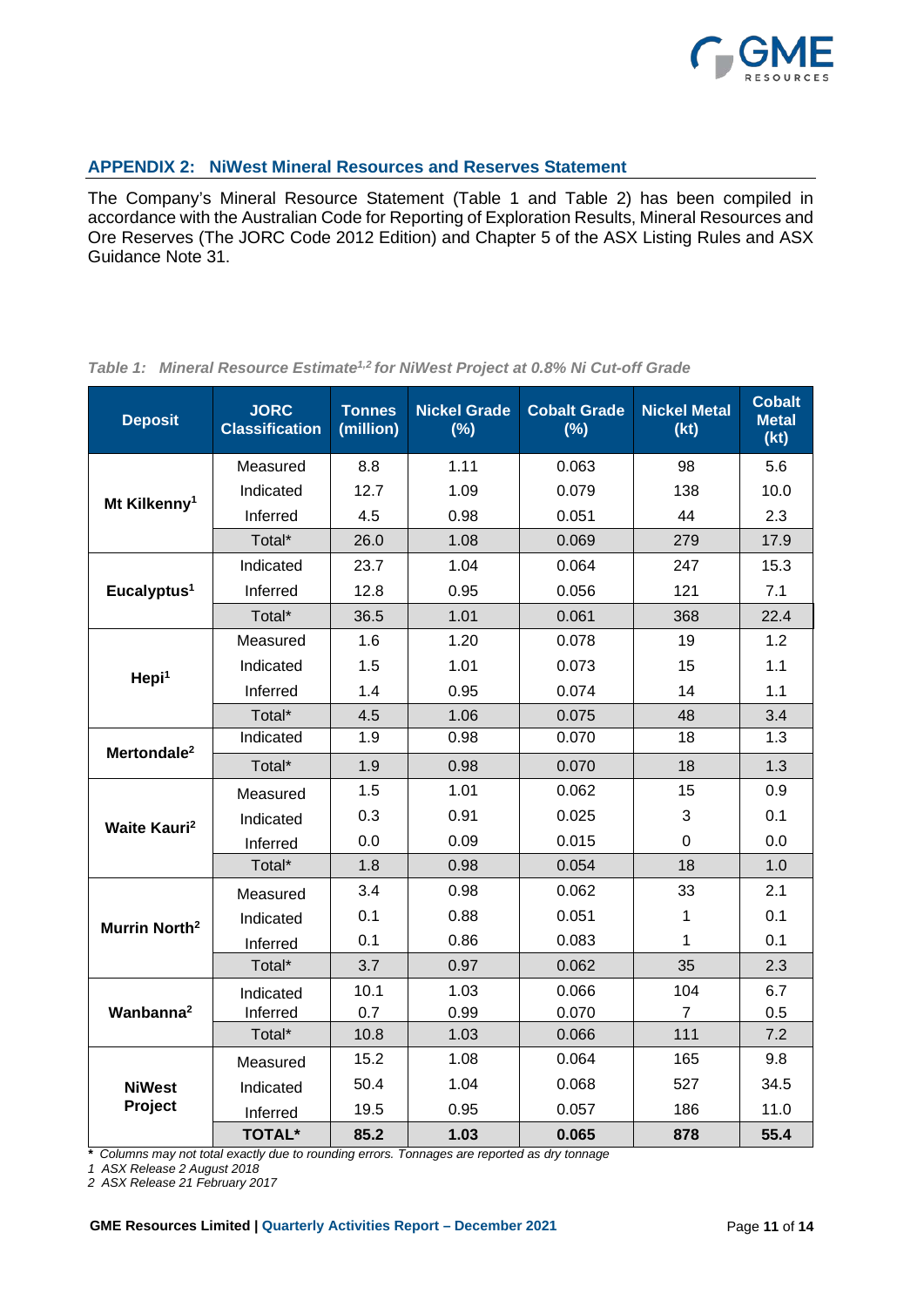## APPENDIX 2: NiWest Mineral Resources and Reserves Statement

The Company's Mineral Resource Statement (Table 1 and Table 2) has been compiled in accordance with the Australian Code for Reporting of Exploration Results, Mineral Resources and Ore Reserves (The JORC Code 2012 Edition) and Chapter 5 of the ASX Listing Rules and ASX Guidance Note 31.

*Table 1: Mineral Resource Estimate[1,2] for NiWest Project at 0.8% Ni Cut-off Grade*

| Deposit | JORC Classification | Tonnes (million) | Nickel Grade (%) | Cobalt Grade (%) | Nickel Metal (kt) | Cobalt Metal (kt) |
|---|---|---|---|---|---|---|
| **Mt Kilkenny[1]** | Measured | 8.8 | 1.11 | 0.063 | 98 | 5.6 |
| | Indicated | 12.7 | 1.09 | 0.079 | 138 | 10.0 |
| | Inferred | 4.5 | 0.98 | 0.051 | 44 | 2.3 |
| | Total* | 26.0 | 1.08 | 0.069 | 279 | 17.9 |
| **Eucalyptus[1]** | Indicated | 23.7 | 1.04 | 0.064 | 247 | 15.3 |
| | Inferred | 12.8 | 0.95 | 0.056 | 121 | 7.1 |
| | Total* | 36.5 | 1.01 | 0.061 | 368 | 22.4 |
| **Hepi[1]** | Measured | 1.6 | 1.20 | 0.078 | 19 | 1.2 |
| | Indicated | 1.5 | 1.01 | 0.073 | 15 | 1.1 |
| | Inferred | 1.4 | 0.95 | 0.074 | 14 | 1.1 |
| | Total* | 4.5 | 1.06 | 0.075 | 48 | 3.4 |
| **Mertondale[2]** | Indicated | 1.9 | 0.98 | 0.070 | 18 | 1.3 |
| | Total* | 1.9 | 0.98 | 0.070 | 18 | 1.3 |
| **Waite Kauri[2]** | Measured | 1.5 | 1.01 | 0.062 | 15 | 0.9 |
| | Indicated | 0.3 | 0.91 | 0.025 | 3 | 0.1 |
| | Inferred | 0.0 | 0.09 | 0.015 | 0 | 0.0 |
| | Total* | 1.8 | 0.98 | 0.054 | 18 | 1.0 |
| **Murrin North[2]** | Measured | 3.4 | 0.98 | 0.062 | 33 | 2.1 |
| | Indicated | 0.1 | 0.88 | 0.051 | 1 | 0.1 |
| | Inferred | 0.1 | 0.86 | 0.083 | 1 | 0.1 |
| | Total* | 3.7 | 0.97 | 0.062 | 35 | 2.3 |
| **Wanbanna[2]** | Indicated | 10.1 | 1.03 | 0.066 | 104 | 6.7 |
| | Inferred | 0.7 | 0.99 | 0.070 | 7 | 0.5 |
| | Total* | 10.8 | 1.03 | 0.066 | 111 | 7.2 |
| **NiWest Project** | Measured | 15.2 | 1.08 | 0.064 | 165 | 9.8 |
| | Indicated | 50.4 | 1.04 | 0.068 | 527 | 34.5 |
| | Inferred | 19.5 | 0.95 | 0.057 | 186 | 11.0 |
| | **TOTAL*** | **85.2** | **1.03** | **0.065** | **878** | **55.4** |

*\* Columns may not total exactly due to rounding errors. Tonnages are reported as dry tonnage*
*1 ASX Release 2 August 2018*
*2 ASX Release 21 February 2017*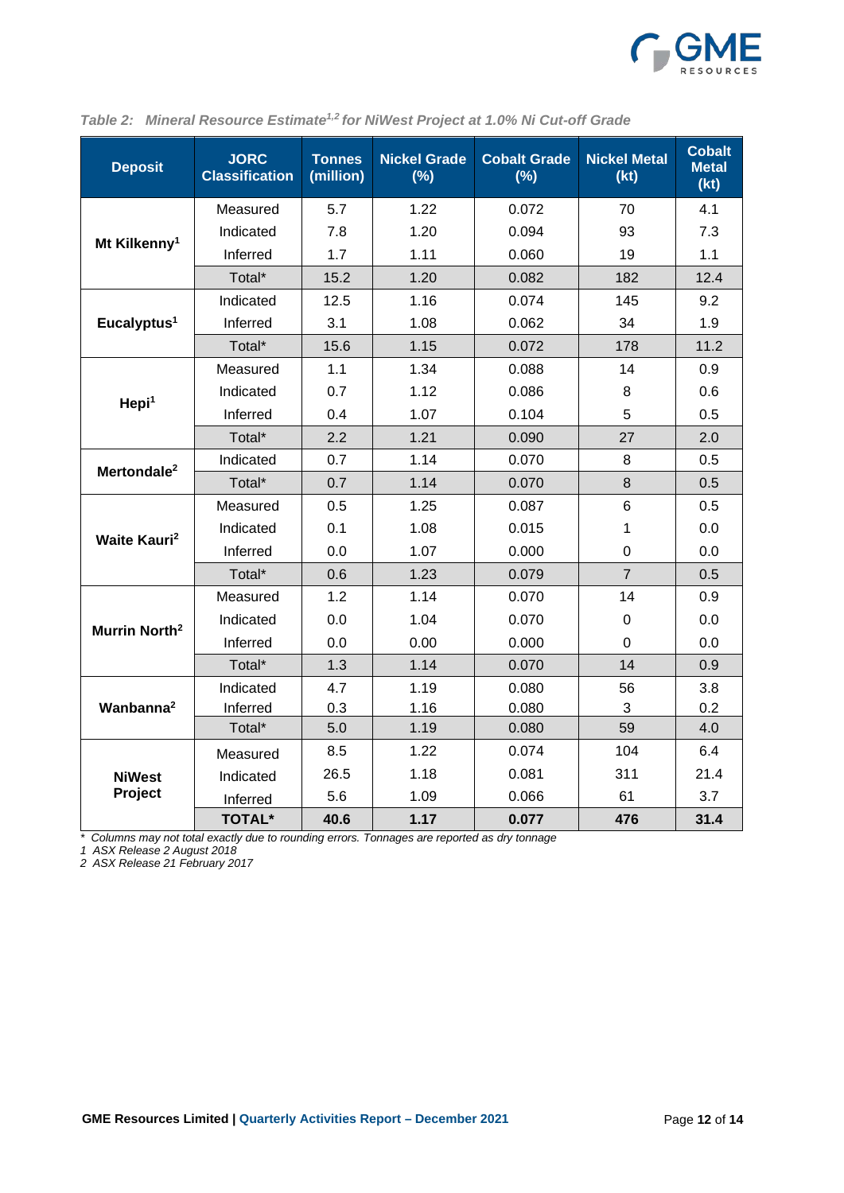*Table 2: Mineral Resource Estimate[1,2] for NiWest Project at 1.0% Ni Cut-off Grade*

| Deposit | JORC Classification | Tonnes (million) | Nickel Grade (%) | Cobalt Grade (%) | Nickel Metal (kt) | Cobalt Metal (kt) |
|---|---|---|---|---|---|---|
| **Mt Kilkenny[1]** | Measured | 5.7 | 1.22 | 0.072 | 70 | 4.1 |
| | Indicated | 7.8 | 1.20 | 0.094 | 93 | 7.3 |
| | Inferred | 1.7 | 1.11 | 0.060 | 19 | 1.1 |
| | Total* | 15.2 | 1.20 | 0.082 | 182 | 12.4 |
| **Eucalyptus[1]** | Indicated | 12.5 | 1.16 | 0.074 | 145 | 9.2 |
| | Inferred | 3.1 | 1.08 | 0.062 | 34 | 1.9 |
| | Total* | 15.6 | 1.15 | 0.072 | 178 | 11.2 |
| **Hepi[1]** | Measured | 1.1 | 1.34 | 0.088 | 14 | 0.9 |
| | Indicated | 0.7 | 1.12 | 0.086 | 8 | 0.6 |
| | Inferred | 0.4 | 1.07 | 0.104 | 5 | 0.5 |
| | Total* | 2.2 | 1.21 | 0.090 | 27 | 2.0 |
| **Mertondale[2]** | Indicated | 0.7 | 1.14 | 0.070 | 8 | 0.5 |
| | Total* | 0.7 | 1.14 | 0.070 | 8 | 0.5 |
| **Waite Kauri[2]** | Measured | 0.5 | 1.25 | 0.087 | 6 | 0.5 |
| | Indicated | 0.1 | 1.08 | 0.015 | 1 | 0.0 |
| | Inferred | 0.0 | 1.07 | 0.000 | 0 | 0.0 |
| | Total* | 0.6 | 1.23 | 0.079 | 7 | 0.5 |
| **Murrin North[2]** | Measured | 1.2 | 1.14 | 0.070 | 14 | 0.9 |
| | Indicated | 0.0 | 1.04 | 0.070 | 0 | 0.0 |
| | Inferred | 0.0 | 0.00 | 0.000 | 0 | 0.0 |
| | Total* | 1.3 | 1.14 | 0.070 | 14 | 0.9 |
| **Wanbanna[2]** | Indicated | 4.7 | 1.19 | 0.080 | 56 | 3.8 |
| | Inferred | 0.3 | 1.16 | 0.080 | 3 | 0.2 |
| | Total* | 5.0 | 1.19 | 0.080 | 59 | 4.0 |
| **NiWest Project** | Measured | 8.5 | 1.22 | 0.074 | 104 | 6.4 |
| | Indicated | 26.5 | 1.18 | 0.081 | 311 | 21.4 |
| | Inferred | 5.6 | 1.09 | 0.066 | 61 | 3.7 |
| | **TOTAL*** | **40.6** | **1.17** | **0.077** | **476** | **31.4** |

*\* Columns may not total exactly due to rounding errors. Tonnages are reported as dry tonnage*

*1 ASX Release 2 August 2018*

*2 ASX Release 21 February 2017*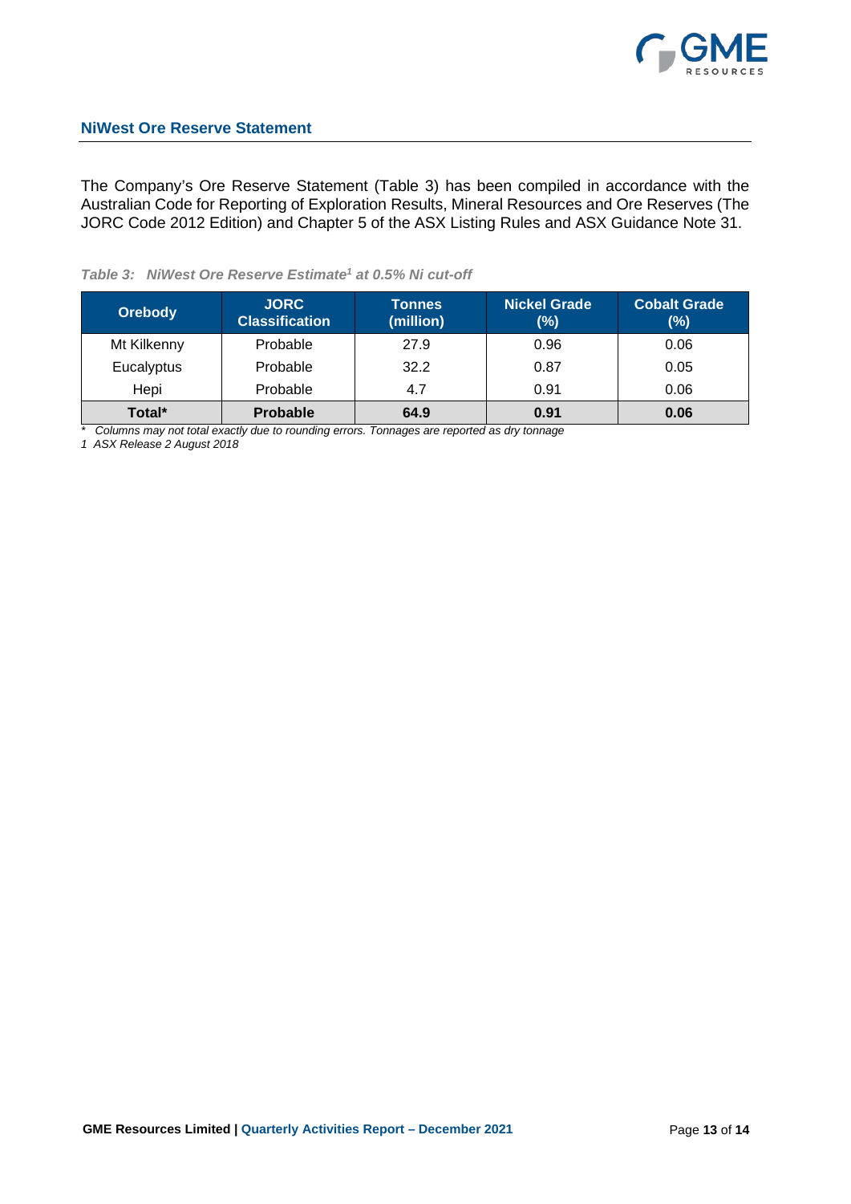## NiWest Ore Reserve Statement

The Company's Ore Reserve Statement (Table 3) has been compiled in accordance with the Australian Code for Reporting of Exploration Results, Mineral Resources and Ore Reserves (The JORC Code 2012 Edition) and Chapter 5 of the ASX Listing Rules and ASX Guidance Note 31.

*Table 3: NiWest Ore Reserve Estimate[1] at 0.5% Ni cut-off*

| Orebody | JORC Classification | Tonnes (million) | Nickel Grade (%) | Cobalt Grade (%) |
|---|---|---|---|---|
| Mt Kilkenny | Probable | 27.9 | 0.96 | 0.06 |
| Eucalyptus | Probable | 32.2 | 0.87 | 0.05 |
| Hepi | Probable | 4.7 | 0.91 | 0.06 |
| **Total*** | **Probable** | **64.9** | **0.91** | **0.06** |

*\* Columns may not total exactly due to rounding errors. Tonnages are reported as dry tonnage*

*1 ASX Release 2 August 2018*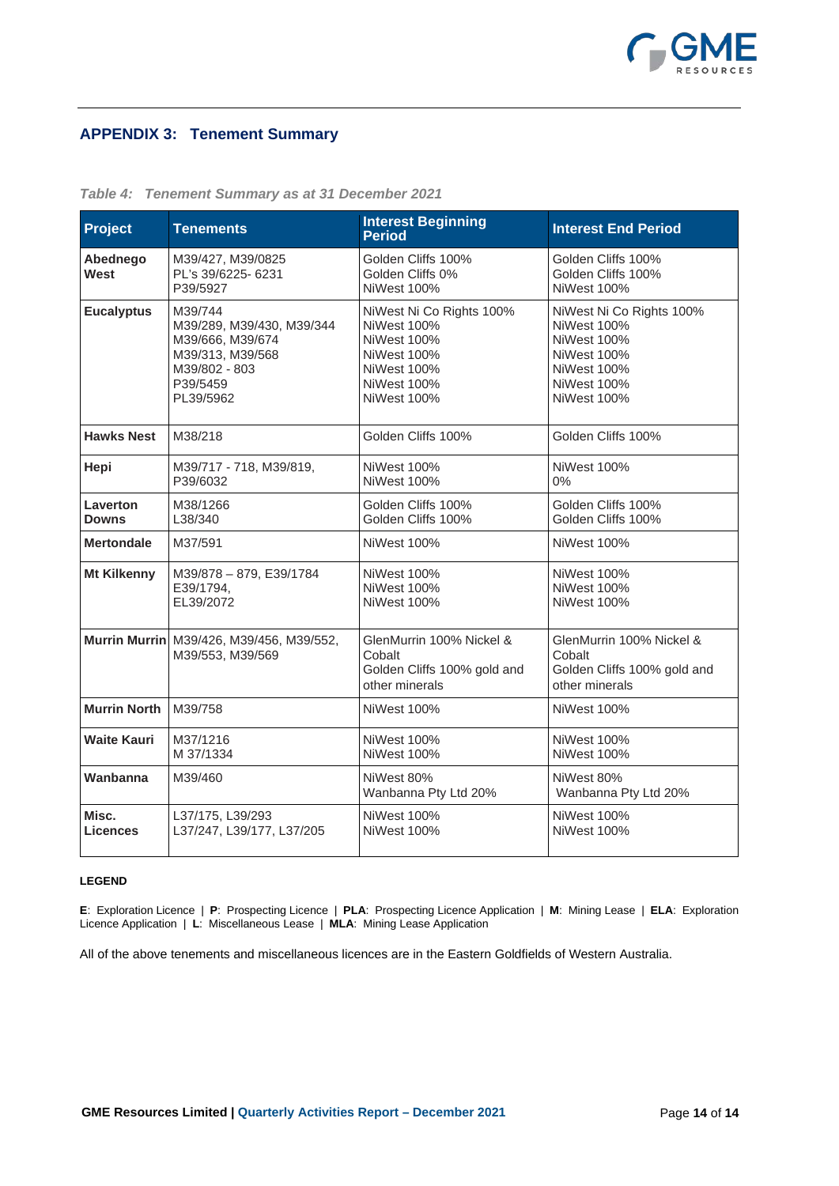## APPENDIX 3: Tenement Summary

*Table 4: Tenement Summary as at 31 December 2021*

| Project | Tenements | Interest Beginning Period | Interest End Period |
|---|---|---|---|
| **Abednego West** | M39/427, M39/0825<br>PL's 39/6225- 6231<br>P39/5927 | Golden Cliffs 100%<br>Golden Cliffs 0%<br>NiWest 100% | Golden Cliffs 100%<br>Golden Cliffs 100%<br>NiWest 100% |
| **Eucalyptus** | M39/744<br>M39/289, M39/430, M39/344<br>M39/666, M39/674<br>M39/313, M39/568<br>M39/802 - 803<br>P39/5459<br>PL39/5962 | NiWest Ni Co Rights 100%<br>NiWest 100%<br>NiWest 100%<br>NiWest 100%<br>NiWest 100%<br>NiWest 100%<br>NiWest 100% | NiWest Ni Co Rights 100%<br>NiWest 100%<br>NiWest 100%<br>NiWest 100%<br>NiWest 100%<br>NiWest 100%<br>NiWest 100% |
| **Hawks Nest** | M38/218 | Golden Cliffs 100% | Golden Cliffs 100% |
| **Hepi** | M39/717 - 718, M39/819,<br>P39/6032 | NiWest 100%<br>NiWest 100% | NiWest 100%<br>0% |
| **Laverton Downs** | M38/1266<br>L38/340 | Golden Cliffs 100%<br>Golden Cliffs 100% | Golden Cliffs 100%<br>Golden Cliffs 100% |
| **Mertondale** | M37/591 | NiWest 100% | NiWest 100% |
| **Mt Kilkenny** | M39/878 – 879, E39/1784<br>E39/1794,<br>EL39/2072 | NiWest 100%<br>NiWest 100%<br>NiWest 100% | NiWest 100%<br>NiWest 100%<br>NiWest 100% |
| **Murrin Murrin** | M39/426, M39/456, M39/552,<br>M39/553, M39/569 | GlenMurrin 100% Nickel & Cobalt<br>Golden Cliffs 100% gold and other minerals | GlenMurrin 100% Nickel & Cobalt<br>Golden Cliffs 100% gold and other minerals |
| **Murrin North** | M39/758 | NiWest 100% | NiWest 100% |
| **Waite Kauri** | M37/1216<br>M 37/1334 | NiWest 100%<br>NiWest 100% | NiWest 100%<br>NiWest 100% |
| **Wanbanna** | M39/460 | NiWest 80%<br>Wanbanna Pty Ltd 20% | NiWest 80%<br>Wanbanna Pty Ltd 20% |
| **Misc. Licences** | L37/175, L39/293<br>L37/247, L39/177, L37/205 | NiWest 100%<br>NiWest 100% | NiWest 100%<br>NiWest 100% |

**LEGEND**

**E**: Exploration Licence | **P**: Prospecting Licence | **PLA**: Prospecting Licence Application | **M**: Mining Lease | **ELA**: Exploration Licence Application | **L**: Miscellaneous Lease | **MLA**: Mining Lease Application

All of the above tenements and miscellaneous licences are in the Eastern Goldfields of Western Australia.